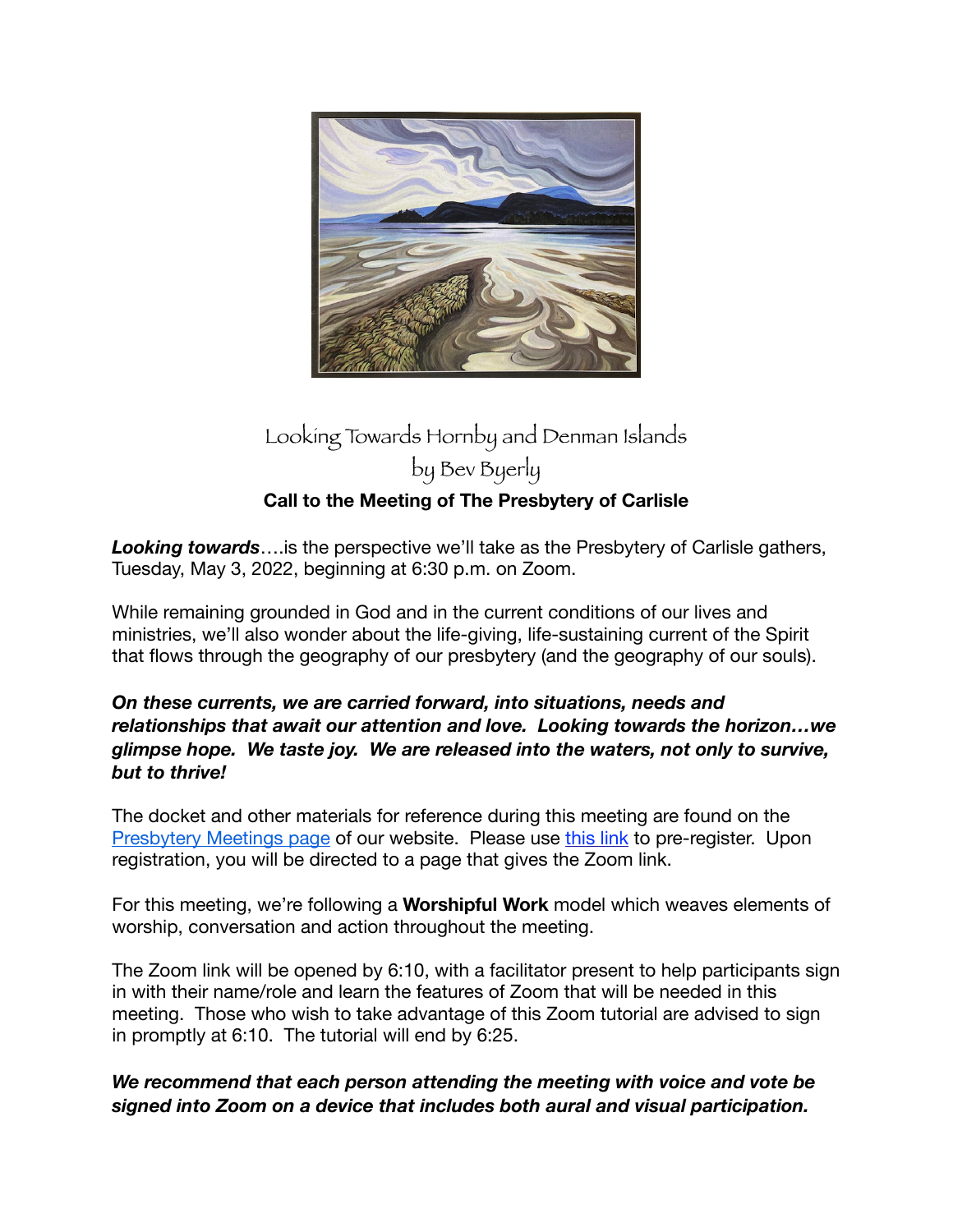Looking Towards Hornby and Denman Islands
by Bev Byerly

**Call to the Meeting of The Presbytery of Carlisle**

***Looking towards***….is the perspective we'll take as the Presbytery of Carlisle gathers, Tuesday, May 3, 2022, beginning at 6:30 p.m. on Zoom.

While remaining grounded in God and in the current conditions of our lives and ministries, we'll also wonder about the life-giving, life-sustaining current of the Spirit that flows through the geography of our presbytery (and the geography of our souls).

***On these currents, we are carried forward, into situations, needs and relationships that await our attention and love. Looking towards the horizon…we glimpse hope. We taste joy. We are released into the waters, not only to survive, but to thrive!***

The docket and other materials for reference during this meeting are found on the Presbytery Meetings page of our website. Please use this link to pre-register. Upon registration, you will be directed to a page that gives the Zoom link.

For this meeting, we're following a **Worshipful Work** model which weaves elements of worship, conversation and action throughout the meeting.

The Zoom link will be opened by 6:10, with a facilitator present to help participants sign in with their name/role and learn the features of Zoom that will be needed in this meeting. Those who wish to take advantage of this Zoom tutorial are advised to sign in promptly at 6:10. The tutorial will end by 6:25.

***We recommend that each person attending the meeting with voice and vote be signed into Zoom on a device that includes both aural and visual participation.***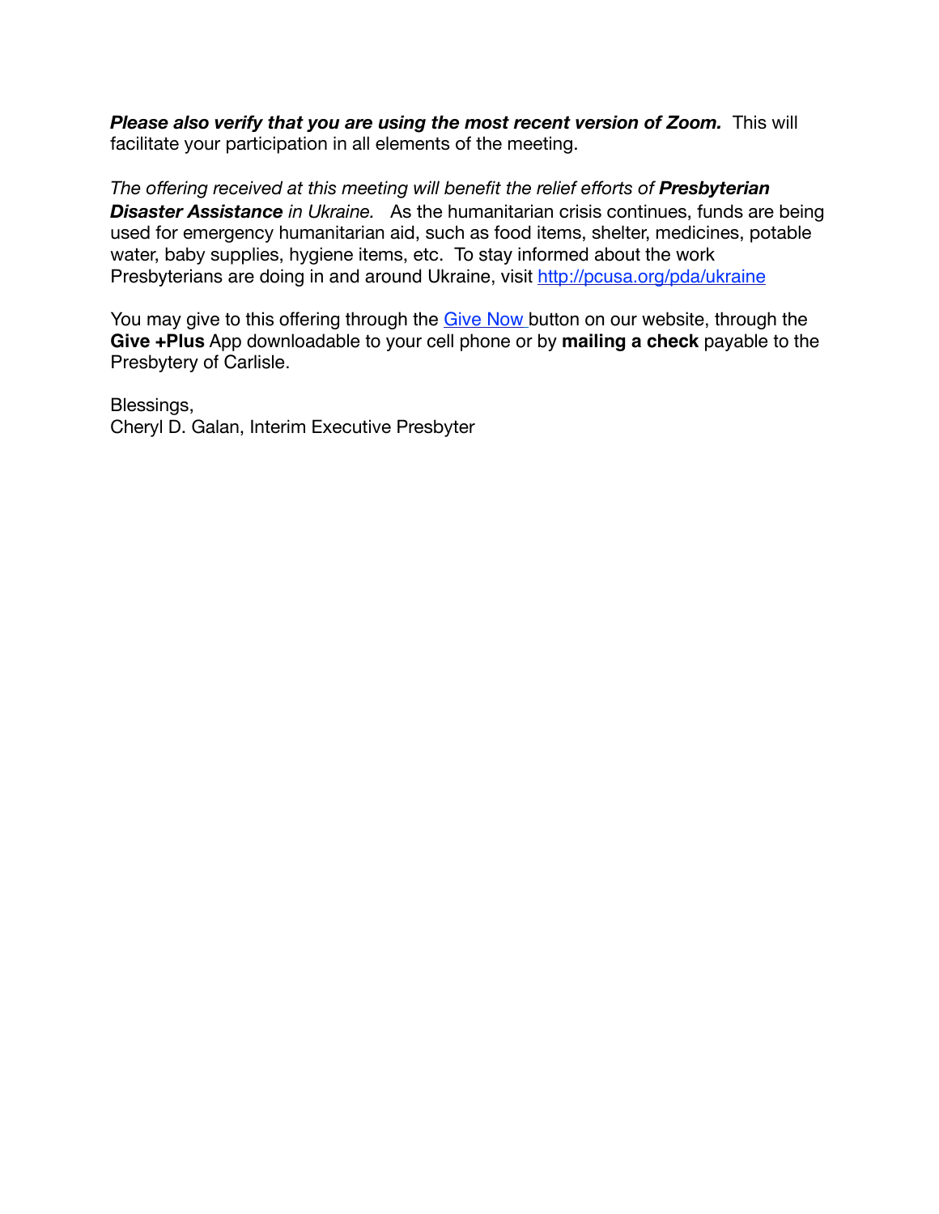***Please also verify that you are using the most recent version of Zoom.*** This will facilitate your participation in all elements of the meeting.

*The offering received at this meeting will benefit the relief efforts of* ***Presbyterian Disaster Assistance*** *in Ukraine.* As the humanitarian crisis continues, funds are being used for emergency humanitarian aid, such as food items, shelter, medicines, potable water, baby supplies, hygiene items, etc. To stay informed about the work Presbyterians are doing in and around Ukraine, visit http://pcusa.org/pda/ukraine

You may give to this offering through the Give Now button on our website, through the **Give +Plus** App downloadable to your cell phone or by **mailing a check** payable to the Presbytery of Carlisle.

Blessings,
Cheryl D. Galan, Interim Executive Presbyter